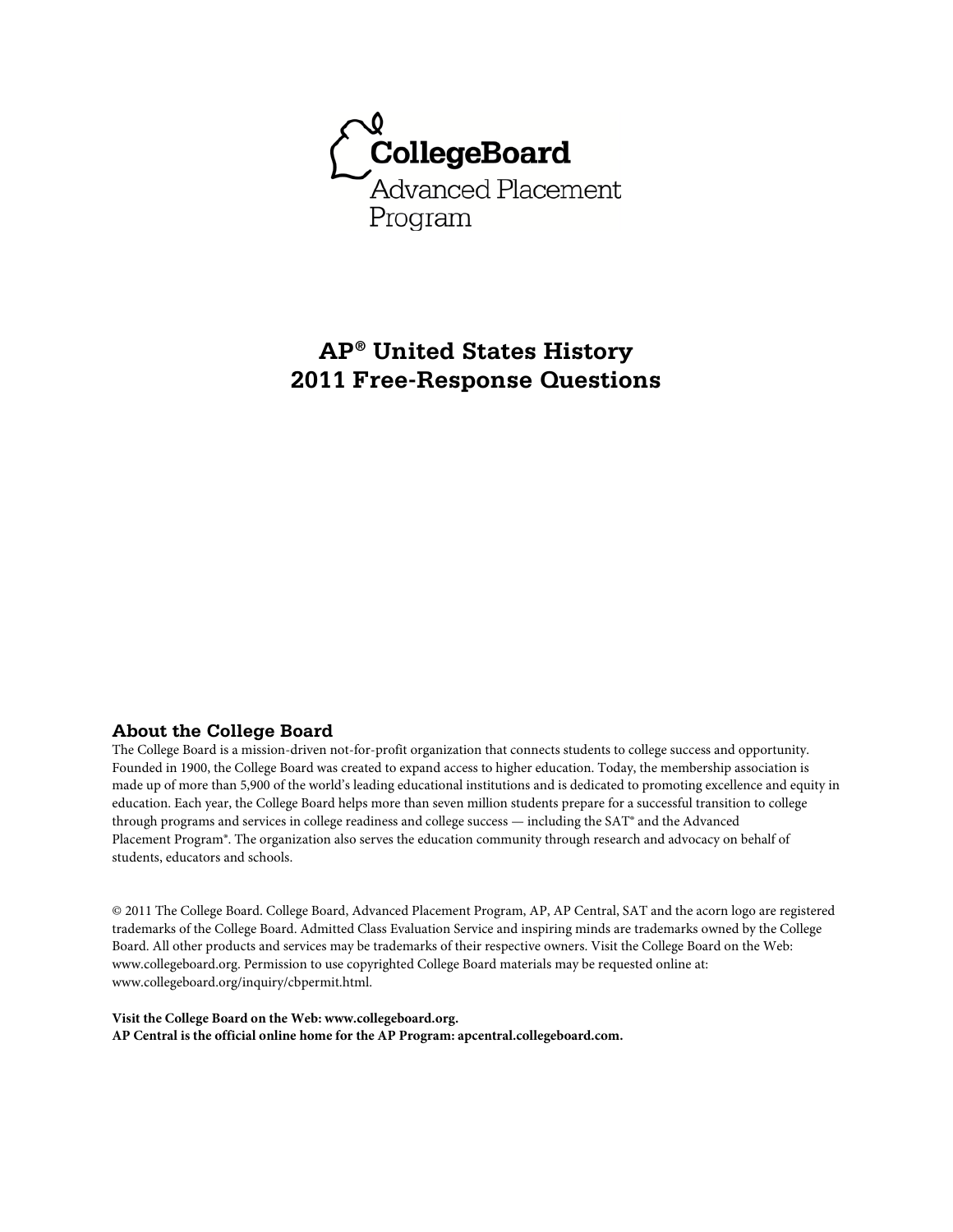CollegeBoard

Advanced Placement Program

# AP® United States History 2011 Free-Response Questions

## About the College Board

The College Board is a mission-driven not-for-profit organization that connects students to college success and opportunity. Founded in 1900, the College Board was created to expand access to higher education. Today, the membership association is made up of more than 5,900 of the world's leading educational institutions and is dedicated to promoting excellence and equity in education. Each year, the College Board helps more than seven million students prepare for a successful transition to college through programs and services in college readiness and college success — including the SAT® and the Advanced Placement Program®. The organization also serves the education community through research and advocacy on behalf of students, educators and schools.

© 2011 The College Board. College Board, Advanced Placement Program, AP, AP Central, SAT and the acorn logo are registered trademarks of the College Board. Admitted Class Evaluation Service and inspiring minds are trademarks owned by the College Board. All other products and services may be trademarks of their respective owners. Visit the College Board on the Web: www.collegeboard.org. Permission to use copyrighted College Board materials may be requested online at: www.collegeboard.org/inquiry/cbpermit.html.

**Visit the College Board on the Web: www.collegeboard.org.**
**AP Central is the official online home for the AP Program: apcentral.collegeboard.com.**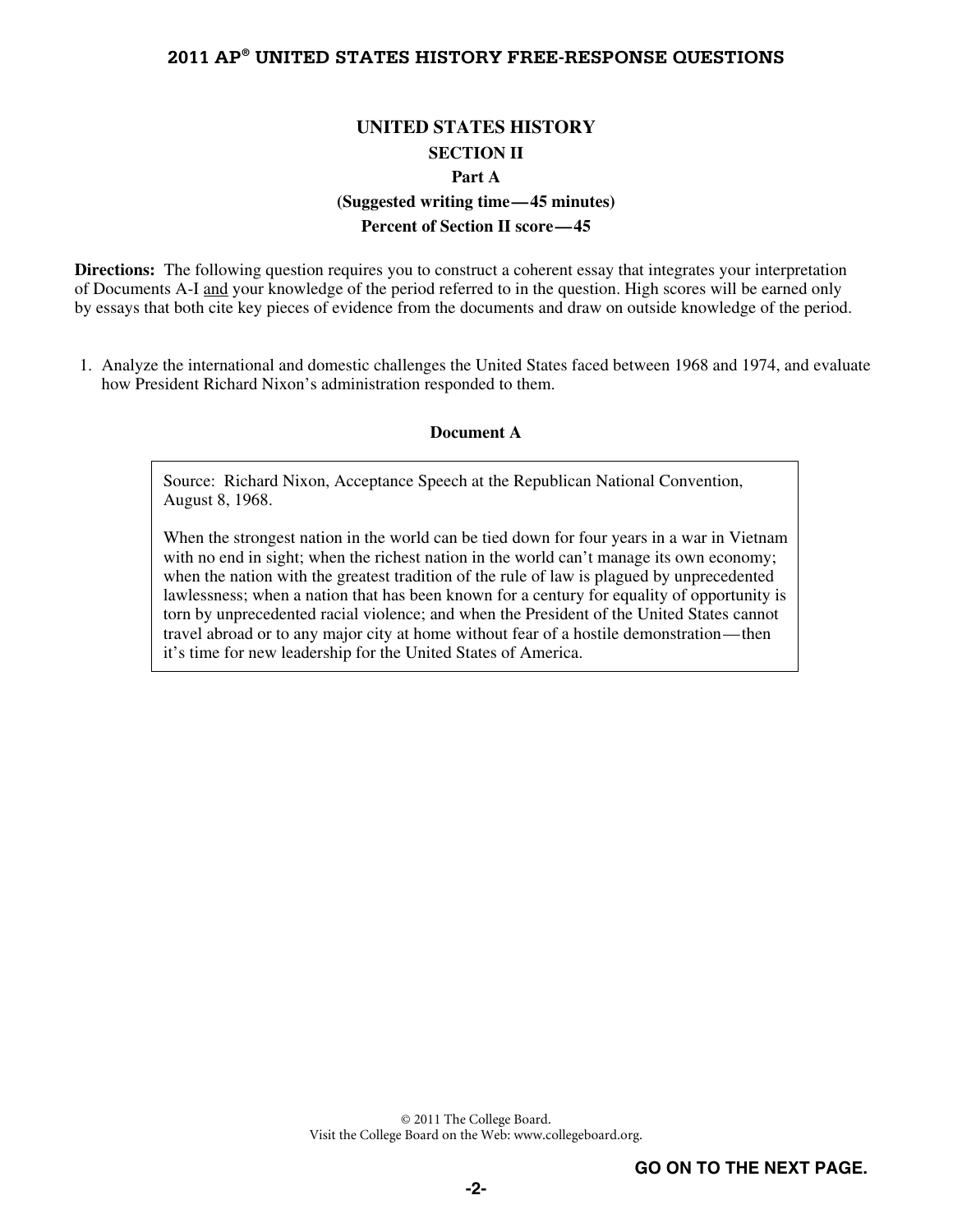# UNITED STATES HISTORY

## SECTION II

### Part A

**(Suggested writing time — 45 minutes)**

**Percent of Section II score — 45**

**Directions:** The following question requires you to construct a coherent essay that integrates your interpretation of Documents A-I and your knowledge of the period referred to in the question. High scores will be earned only by essays that both cite key pieces of evidence from the documents and draw on outside knowledge of the period.

1. Analyze the international and domestic challenges the United States faced between 1968 and 1974, and evaluate how President Richard Nixon's administration responded to them.

**Document A**

Source: Richard Nixon, Acceptance Speech at the Republican National Convention, August 8, 1968.

When the strongest nation in the world can be tied down for four years in a war in Vietnam with no end in sight; when the richest nation in the world can't manage its own economy; when the nation with the greatest tradition of the rule of law is plagued by unprecedented lawlessness; when a nation that has been known for a century for equality of opportunity is torn by unprecedented racial violence; and when the President of the United States cannot travel abroad or to any major city at home without fear of a hostile demonstration — then it's time for new leadership for the United States of America.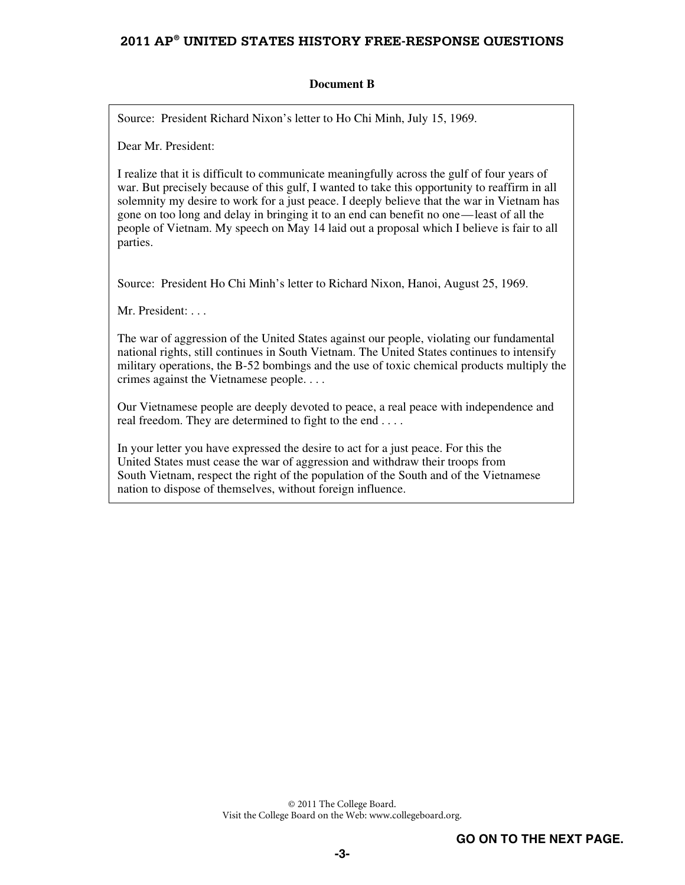**Document B**

Source: President Richard Nixon's letter to Ho Chi Minh, July 15, 1969.

Dear Mr. President:

I realize that it is difficult to communicate meaningfully across the gulf of four years of war. But precisely because of this gulf, I wanted to take this opportunity to reaffirm in all solemnity my desire to work for a just peace. I deeply believe that the war in Vietnam has gone on too long and delay in bringing it to an end can benefit no one—least of all the people of Vietnam. My speech on May 14 laid out a proposal which I believe is fair to all parties.

Source: President Ho Chi Minh's letter to Richard Nixon, Hanoi, August 25, 1969.

Mr. President: . . .

The war of aggression of the United States against our people, violating our fundamental national rights, still continues in South Vietnam. The United States continues to intensify military operations, the B-52 bombings and the use of toxic chemical products multiply the crimes against the Vietnamese people. . . .

Our Vietnamese people are deeply devoted to peace, a real peace with independence and real freedom. They are determined to fight to the end . . . .

In your letter you have expressed the desire to act for a just peace. For this the United States must cease the war of aggression and withdraw their troops from South Vietnam, respect the right of the population of the South and of the Vietnamese nation to dispose of themselves, without foreign influence.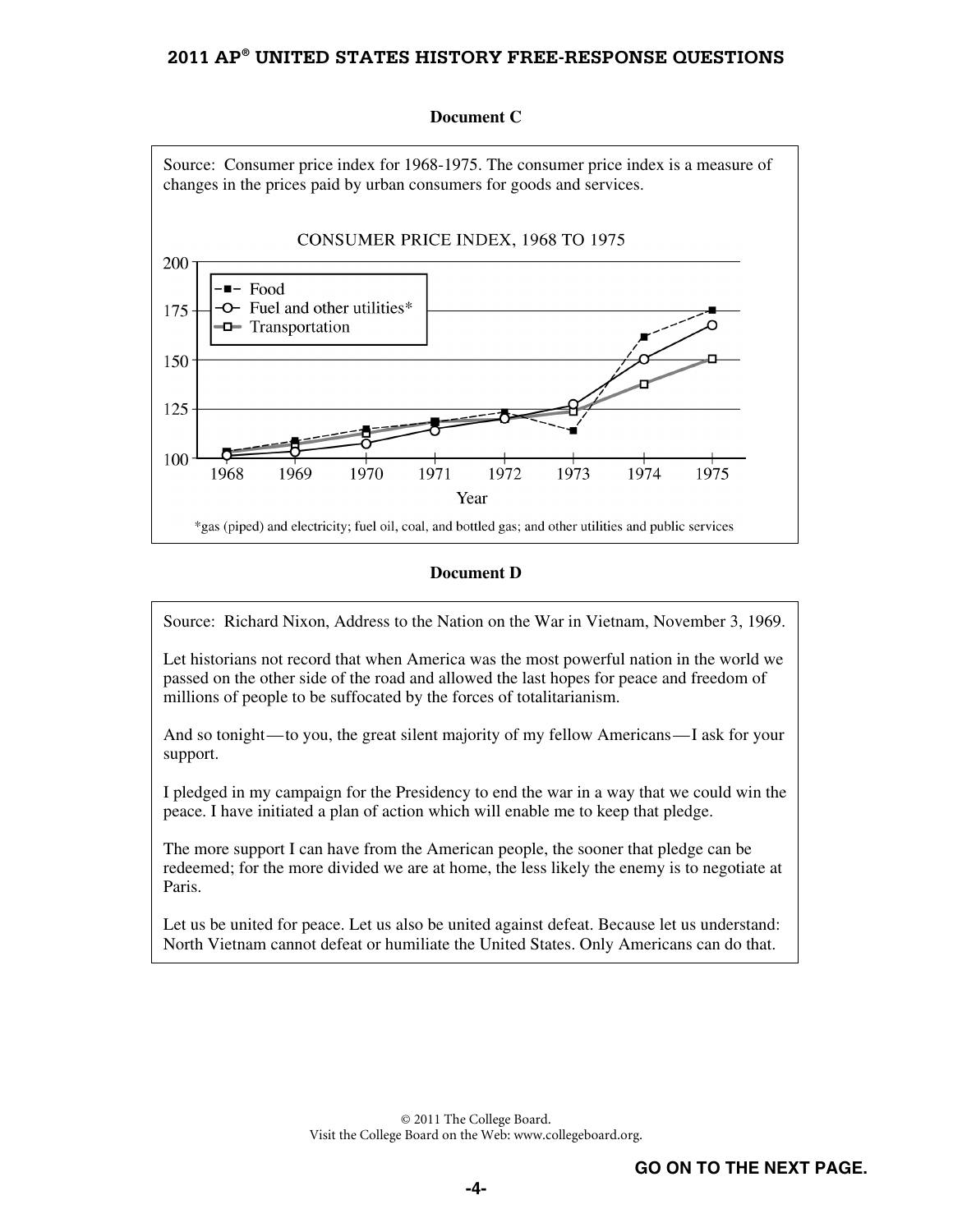### Document C

Source: Consumer price index for 1968-1975. The consumer price index is a measure of changes in the prices paid by urban consumers for goods and services.

CONSUMER PRICE INDEX, 1968 TO 1975

- Food
- Fuel and other utilities*
- Transportation

*gas (piped) and electricity; fuel oil, coal, and bottled gas; and other utilities and public services

### Document D

Source: Richard Nixon, Address to the Nation on the War in Vietnam, November 3, 1969.

Let historians not record that when America was the most powerful nation in the world we passed on the other side of the road and allowed the last hopes for peace and freedom of millions of people to be suffocated by the forces of totalitarianism.

And so tonight—to you, the great silent majority of my fellow Americans—I ask for your support.

I pledged in my campaign for the Presidency to end the war in a way that we could win the peace. I have initiated a plan of action which will enable me to keep that pledge.

The more support I can have from the American people, the sooner that pledge can be redeemed; for the more divided we are at home, the less likely the enemy is to negotiate at Paris.

Let us be united for peace. Let us also be united against defeat. Because let us understand: North Vietnam cannot defeat or humiliate the United States. Only Americans can do that.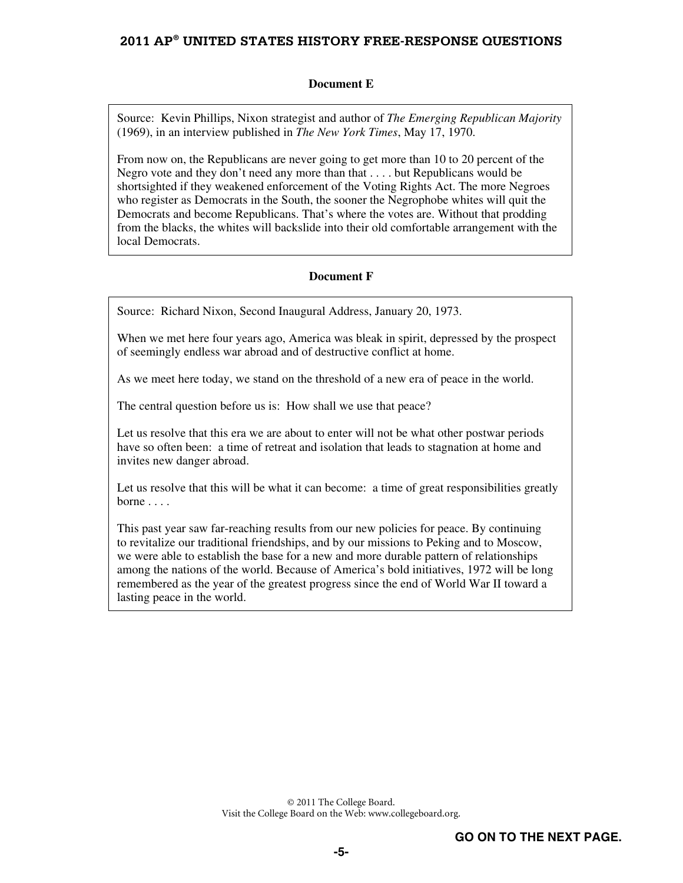## Document E

Source: Kevin Phillips, Nixon strategist and author of *The Emerging Republican Majority* (1969), in an interview published in *The New York Times*, May 17, 1970.

From now on, the Republicans are never going to get more than 10 to 20 percent of the Negro vote and they don't need any more than that . . . . but Republicans would be shortsighted if they weakened enforcement of the Voting Rights Act. The more Negroes who register as Democrats in the South, the sooner the Negrophobe whites will quit the Democrats and become Republicans. That's where the votes are. Without that prodding from the blacks, the whites will backslide into their old comfortable arrangement with the local Democrats.

## Document F

Source: Richard Nixon, Second Inaugural Address, January 20, 1973.

When we met here four years ago, America was bleak in spirit, depressed by the prospect of seemingly endless war abroad and of destructive conflict at home.

As we meet here today, we stand on the threshold of a new era of peace in the world.

The central question before us is: How shall we use that peace?

Let us resolve that this era we are about to enter will not be what other postwar periods have so often been: a time of retreat and isolation that leads to stagnation at home and invites new danger abroad.

Let us resolve that this will be what it can become: a time of great responsibilities greatly borne . . . .

This past year saw far-reaching results from our new policies for peace. By continuing to revitalize our traditional friendships, and by our missions to Peking and to Moscow, we were able to establish the base for a new and more durable pattern of relationships among the nations of the world. Because of America's bold initiatives, 1972 will be long remembered as the year of the greatest progress since the end of World War II toward a lasting peace in the world.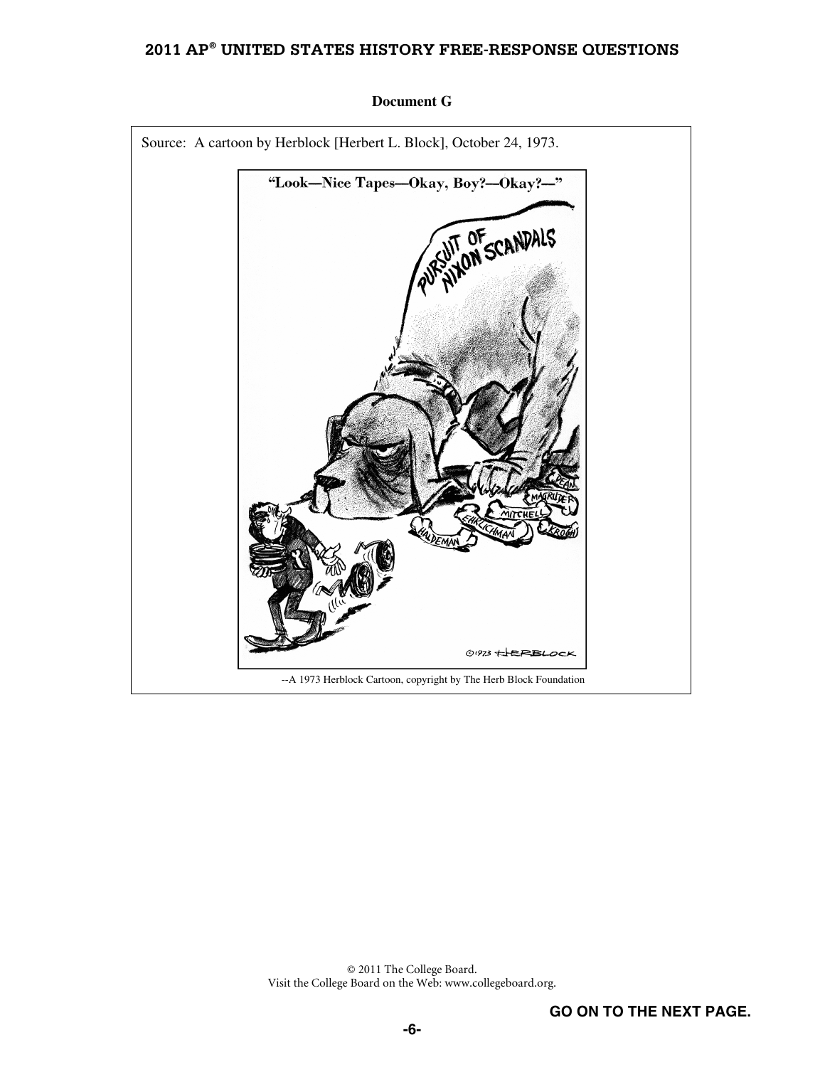**Document G**

Source: A cartoon by Herblock [Herbert L. Block], October 24, 1973.

"Look—Nice Tapes—Okay, Boy?—Okay?—"

--A 1973 Herblock Cartoon, copyright by The Herb Block Foundation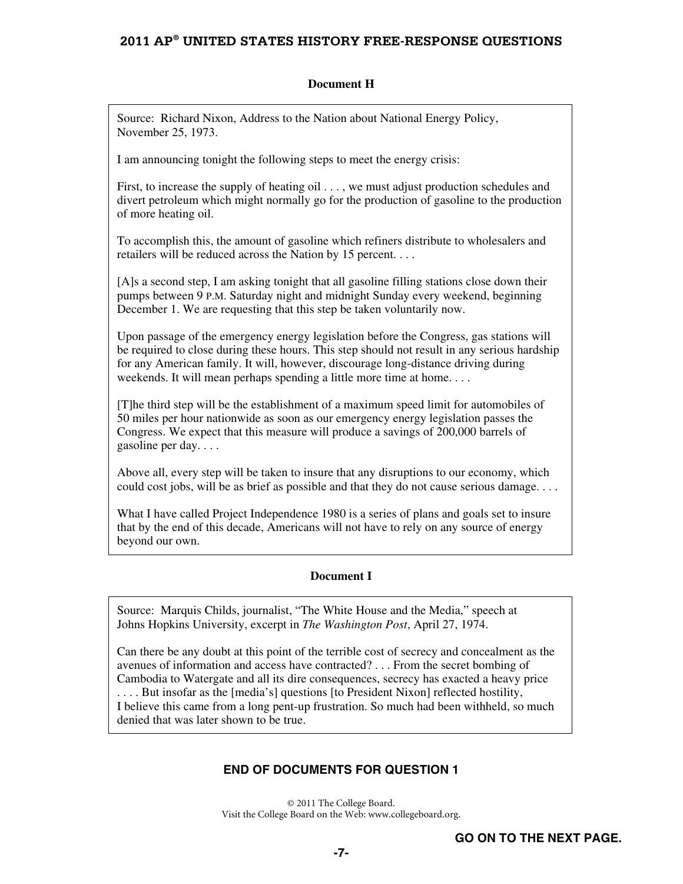### Document H

Source: Richard Nixon, Address to the Nation about National Energy Policy, November 25, 1973.

I am announcing tonight the following steps to meet the energy crisis:

First, to increase the supply of heating oil . . . , we must adjust production schedules and divert petroleum which might normally go for the production of gasoline to the production of more heating oil.

To accomplish this, the amount of gasoline which refiners distribute to wholesalers and retailers will be reduced across the Nation by 15 percent. . . .

[A]s a second step, I am asking tonight that all gasoline filling stations close down their pumps between 9 P.M. Saturday night and midnight Sunday every weekend, beginning December 1. We are requesting that this step be taken voluntarily now.

Upon passage of the emergency energy legislation before the Congress, gas stations will be required to close during these hours. This step should not result in any serious hardship for any American family. It will, however, discourage long-distance driving during weekends. It will mean perhaps spending a little more time at home. . . .

[T]he third step will be the establishment of a maximum speed limit for automobiles of 50 miles per hour nationwide as soon as our emergency energy legislation passes the Congress. We expect that this measure will produce a savings of 200,000 barrels of gasoline per day. . . .

Above all, every step will be taken to insure that any disruptions to our economy, which could cost jobs, will be as brief as possible and that they do not cause serious damage. . . .

What I have called Project Independence 1980 is a series of plans and goals set to insure that by the end of this decade, Americans will not have to rely on any source of energy beyond our own.

### Document I

Source: Marquis Childs, journalist, "The White House and the Media," speech at Johns Hopkins University, excerpt in *The Washington Post*, April 27, 1974.

Can there be any doubt at this point of the terrible cost of secrecy and concealment as the avenues of information and access have contracted? . . . From the secret bombing of Cambodia to Watergate and all its dire consequences, secrecy has exacted a heavy price . . . . But insofar as the [media's] questions [to President Nixon] reflected hostility, I believe this came from a long pent-up frustration. So much had been withheld, so much denied that was later shown to be true.

**END OF DOCUMENTS FOR QUESTION 1**

© 2011 The College Board.
Visit the College Board on the Web: www.collegeboard.org.

**GO ON TO THE NEXT PAGE.**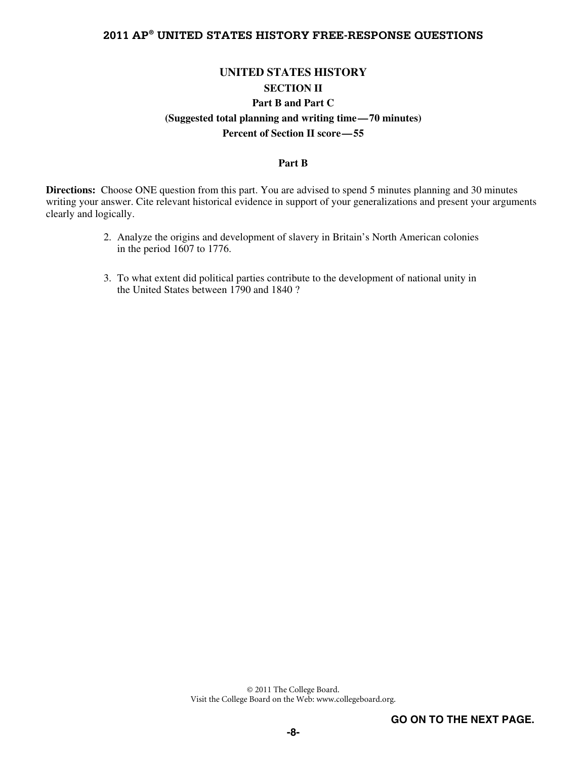# UNITED STATES HISTORY

## SECTION II

### Part B and Part C

**(Suggested total planning and writing time — 70 minutes)**

**Percent of Section II score — 55**

#### Part B

**Directions:** Choose ONE question from this part. You are advised to spend 5 minutes planning and 30 minutes writing your answer. Cite relevant historical evidence in support of your generalizations and present your arguments clearly and logically.

2. Analyze the origins and development of slavery in Britain's North American colonies in the period 1607 to 1776.

3. To what extent did political parties contribute to the development of national unity in the United States between 1790 and 1840 ?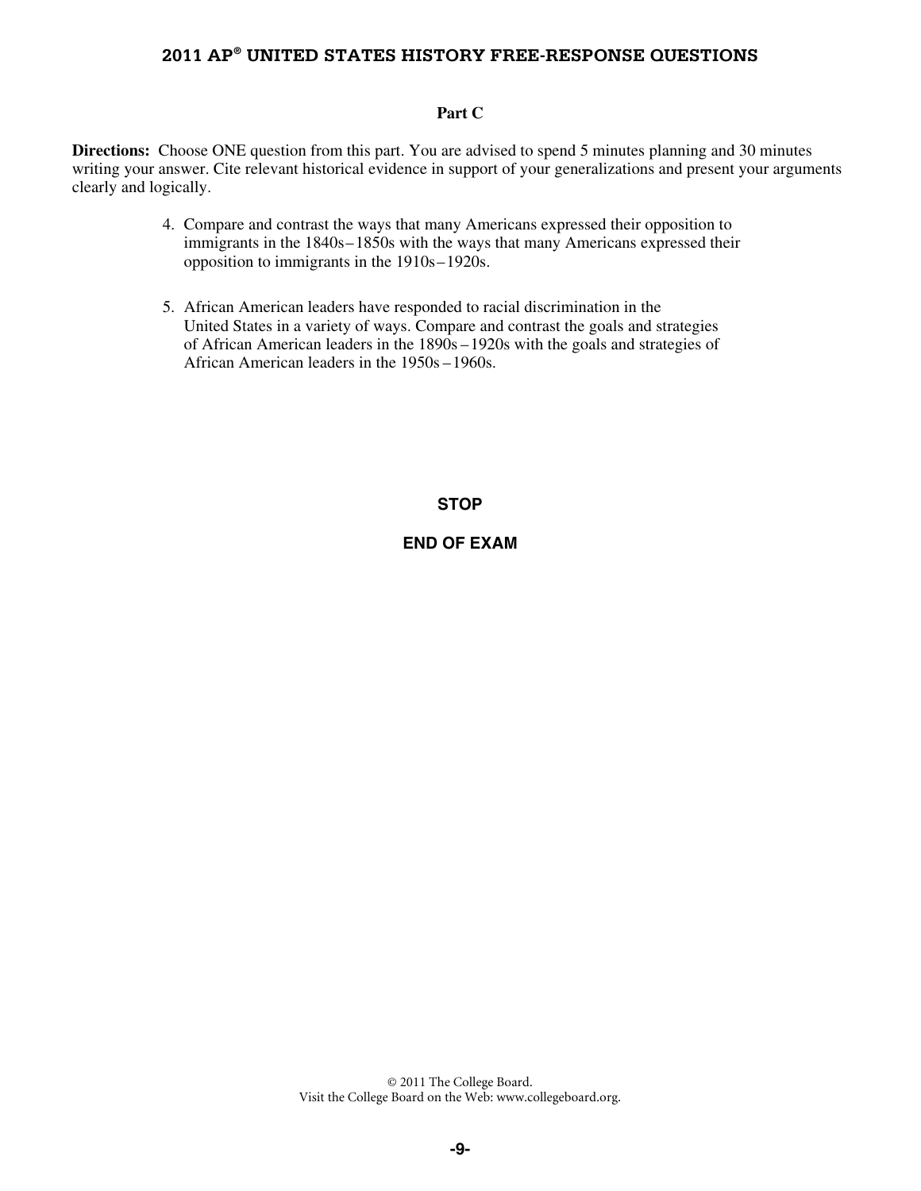## Part C

**Directions:** Choose ONE question from this part. You are advised to spend 5 minutes planning and 30 minutes writing your answer. Cite relevant historical evidence in support of your generalizations and present your arguments clearly and logically.

4. Compare and contrast the ways that many Americans expressed their opposition to immigrants in the 1840s–1850s with the ways that many Americans expressed their opposition to immigrants in the 1910s–1920s.

5. African American leaders have responded to racial discrimination in the United States in a variety of ways. Compare and contrast the goals and strategies of African American leaders in the 1890s–1920s with the goals and strategies of African American leaders in the 1950s–1960s.

**STOP**

**END OF EXAM**